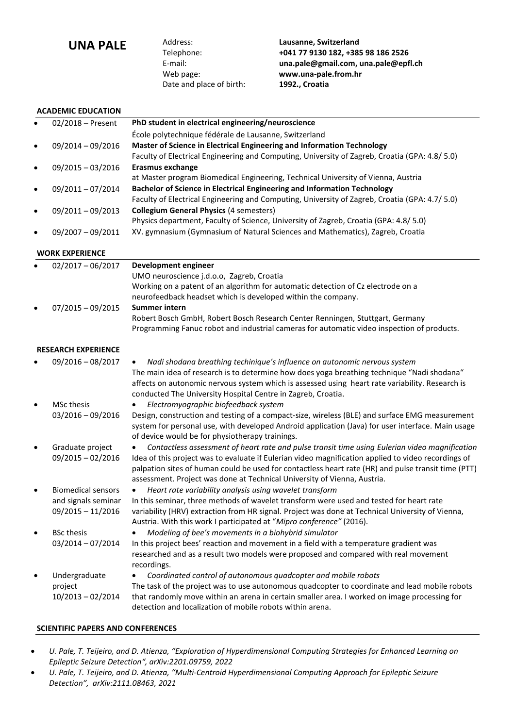# UNA PALE

Address: **Lausanne, Switzerland**
Telephone: **+041 77 9130 182, +385 98 186 2526**
E-mail: **una.pale@gmail.com, una.pale@epfl.ch**
Web page: **www.una-pale.from.hr**
Date and place of birth: **1992., Croatia**

## ACADEMIC EDUCATION

- 02/2018 – Present — **PhD student in electrical engineering/neuroscience**
  École polytechnique fédérale de Lausanne, Switzerland
- 09/2014 – 09/2016 — **Master of Science in Electrical Engineering and Information Technology**
  Faculty of Electrical Engineering and Computing, University of Zagreb, Croatia (GPA: 4.8/ 5.0)
- 09/2015 – 03/2016 — **Erasmus exchange**
  at Master program Biomedical Engineering, Technical University of Vienna, Austria
- 09/2011 – 07/2014 — **Bachelor of Science in Electrical Engineering and Information Technology**
  Faculty of Electrical Engineering and Computing, University of Zagreb, Croatia (GPA: 4.7/ 5.0)
- 09/2011 – 09/2013 — **Collegium General Physics** (4 semesters)
  Physics department, Faculty of Science, University of Zagreb, Croatia (GPA: 4.8/ 5.0)
- 09/2007 – 09/2011 — XV. gymnasium (Gymnasium of Natural Sciences and Mathematics), Zagreb, Croatia

## WORK EXPERIENCE

- 02/2017 – 06/2017 — **Development engineer**
  UMO neuroscience j.d.o.o, Zagreb, Croatia
  Working on a patent of an algorithm for automatic detection of Cz electrode on a neurofeedback headset which is developed within the company.
- 07/2015 – 09/2015 — **Summer intern**
  Robert Bosch GmbH, Robert Bosch Research Center Renningen, Stuttgart, Germany
  Programming Fanuc robot and industrial cameras for automatic video inspection of products.

## RESEARCH EXPERIENCE

- 09/2016 – 08/2017
  - *Nadi shodana breathing techinique's influence on autonomic nervous system*

  The main idea of research is to determine how does yoga breathing technique "Nadi shodana" affects on autonomic nervous system which is assessed using heart rate variability. Research is conducted The University Hospital Centre in Zagreb, Croatia.
- MSc thesis 03/2016 – 09/2016
  - *Electromyographic biofeedback system*

  Design, construction and testing of a compact-size, wireless (BLE) and surface EMG measurement system for personal use, with developed Android application (Java) for user interface. Main usage of device would be for physiotherapy trainings.
- Graduate project 09/2015 – 02/2016
  - *Contactless assessment of heart rate and pulse transit time using Eulerian video magnification*

  Idea of this project was to evaluate if Eulerian video magnification applied to video recordings of palpation sites of human could be used for contactless heart rate (HR) and pulse transit time (PTT) assessment. Project was done at Technical University of Vienna, Austria.
- Biomedical sensors and signals seminar 09/2015 – 11/2016
  - *Heart rate variability analysis using wavelet transform*

  In this seminar, three methods of wavelet transform were used and tested for heart rate variability (HRV) extraction from HR signal. Project was done at Technical University of Vienna, Austria. With this work I participated at "*Mipro conference"* (2016).
- BSc thesis 03/2014 – 07/2014
  - *Modeling of bee's movements in a biohybrid simulator*

  In this project bees' reaction and movement in a field with a temperature gradient was researched and as a result two models were proposed and compared with real movement recordings.
- Undergraduate project 10/2013 – 02/2014
  - *Coordinated control of autonomous quadcopter and mobile robots*

  The task of the project was to use autonomous quadcopter to coordinate and lead mobile robots that randomly move within an arena in certain smaller area. I worked on image processing for detection and localization of mobile robots within arena.

## SCIENTIFIC PAPERS AND CONFERENCES

- *U. Pale, T. Teijeiro, and D. Atienza, "Exploration of Hyperdimensional Computing Strategies for Enhanced Learning on Epileptic Seizure Detection", arXiv:2201.09759, 2022*
- *U. Pale, T. Teijeiro, and D. Atienza, "Multi-Centroid Hyperdimensional Computing Approach for Epileptic Seizure Detection", arXiv:2111.08463, 2021*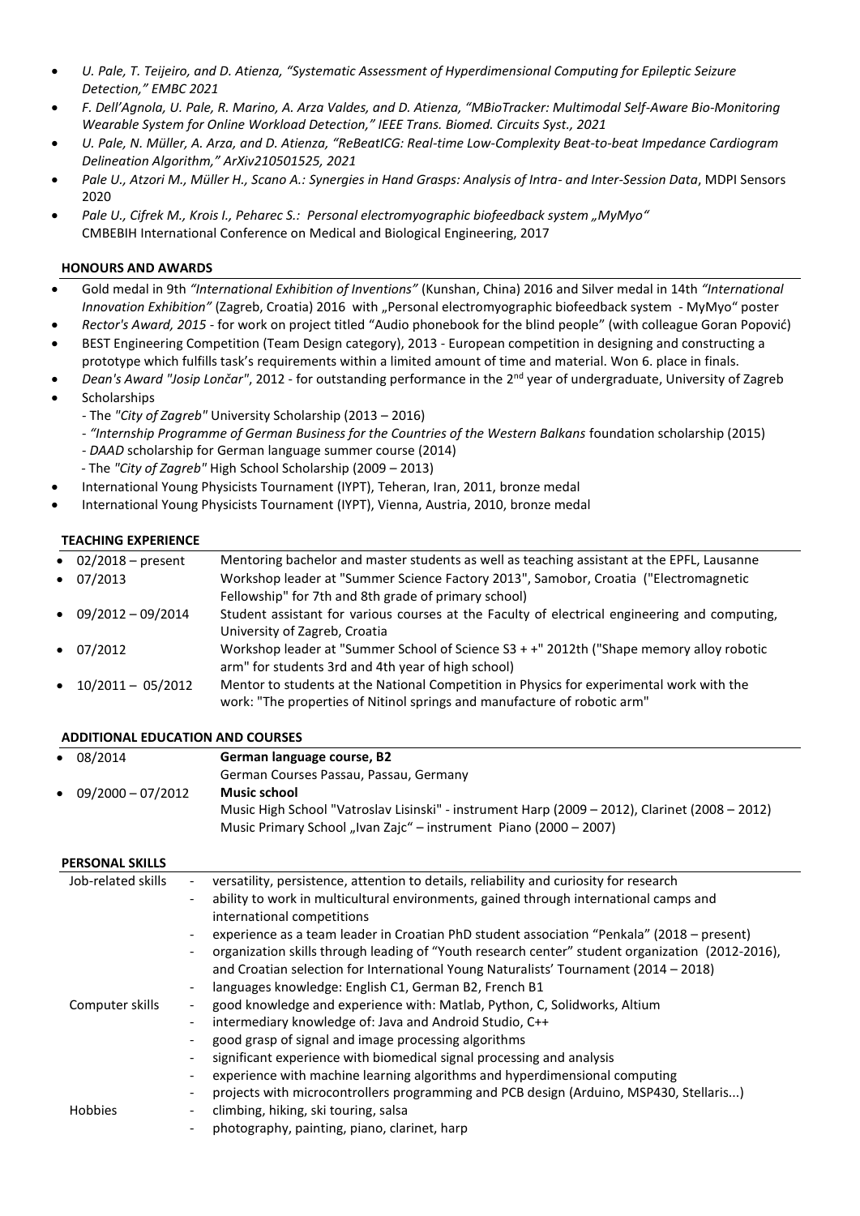- *U. Pale, T. Teijeiro, and D. Atienza, "Systematic Assessment of Hyperdimensional Computing for Epileptic Seizure Detection," EMBC 2021*
- *F. Dell'Agnola, U. Pale, R. Marino, A. Arza Valdes, and D. Atienza, "MBioTracker: Multimodal Self-Aware Bio-Monitoring Wearable System for Online Workload Detection," IEEE Trans. Biomed. Circuits Syst., 2021*
- *U. Pale, N. Müller, A. Arza, and D. Atienza, "ReBeatICG: Real-time Low-Complexity Beat-to-beat Impedance Cardiogram Delineation Algorithm," ArXiv210501525, 2021*
- *Pale U., Atzori M., Müller H., Scano A.: Synergies in Hand Grasps: Analysis of Intra- and Inter-Session Data*, MDPI Sensors 2020
- *Pale U., Cifrek M., Krois I., Peharec S.: Personal electromyographic biofeedback system „MyMyo"* CMBEBIH International Conference on Medical and Biological Engineering, 2017

## HONOURS AND AWARDS

- Gold medal in 9th *"International Exhibition of Inventions"* (Kunshan, China) 2016 and Silver medal in 14th *"International Innovation Exhibition"* (Zagreb, Croatia) 2016 with „Personal electromyographic biofeedback system - MyMyo" poster
- *Rector's Award, 2015* - for work on project titled "Audio phonebook for the blind people" (with colleague Goran Popović)
- BEST Engineering Competition (Team Design category), 2013 - European competition in designing and constructing a prototype which fulfills task's requirements within a limited amount of time and material. Won 6. place in finals.
- *Dean's Award "Josip Lončar"*, 2012 - for outstanding performance in the 2nd year of undergraduate, University of Zagreb
- Scholarships
  - The *"City of Zagreb"* University Scholarship (2013 – 2016)
  - *"Internship Programme of German Business for the Countries of the Western Balkans* foundation scholarship (2015)
  - *DAAD* scholarship for German language summer course (2014)
  - The *"City of Zagreb"* High School Scholarship (2009 – 2013)
- International Young Physicists Tournament (IYPT), Teheran, Iran, 2011, bronze medal
- International Young Physicists Tournament (IYPT), Vienna, Austria, 2010, bronze medal

## TEACHING EXPERIENCE

| | |
|---|---|
| • 02/2018 – present | Mentoring bachelor and master students as well as teaching assistant at the EPFL, Lausanne |
| • 07/2013 | Workshop leader at "Summer Science Factory 2013", Samobor, Croatia ("Electromagnetic Fellowship" for 7th and 8th grade of primary school) |
| • 09/2012 – 09/2014 | Student assistant for various courses at the Faculty of electrical engineering and computing, University of Zagreb, Croatia |
| • 07/2012 | Workshop leader at "Summer School of Science S3 + +" 2012th ("Shape memory alloy robotic arm" for students 3rd and 4th year of high school) |
| • 10/2011 – 05/2012 | Mentor to students at the National Competition in Physics for experimental work with the work: "The properties of Nitinol springs and manufacture of robotic arm" |

## ADDITIONAL EDUCATION AND COURSES

| | |
|---|---|
| • 08/2014 | **German language course, B2**<br>German Courses Passau, Passau, Germany |
| • 09/2000 – 07/2012 | **Music school**<br>Music High School "Vatroslav Lisinski" - instrument Harp (2009 – 2012), Clarinet (2008 – 2012)<br>Music Primary School „Ivan Zajc" – instrument Piano (2000 – 2007) |

## PERSONAL SKILLS

| | |
|---|---|
| Job-related skills | - versatility, persistence, attention to details, reliability and curiosity for research<br>- ability to work in multicultural environments, gained through international camps and international competitions<br>- experience as a team leader in Croatian PhD student association "Penkala" (2018 – present)<br>- organization skills through leading of "Youth research center" student organization (2012-2016), and Croatian selection for International Young Naturalists' Tournament (2014 – 2018)<br>- languages knowledge: English C1, German B2, French B1 |
| Computer skills | - good knowledge and experience with: Matlab, Python, C, Solidworks, Altium<br>- intermediary knowledge of: Java and Android Studio, C++<br>- good grasp of signal and image processing algorithms<br>- significant experience with biomedical signal processing and analysis<br>- experience with machine learning algorithms and hyperdimensional computing<br>- projects with microcontrollers programming and PCB design (Arduino, MSP430, Stellaris...) |
| Hobbies | - climbing, hiking, ski touring, salsa<br>- photography, painting, piano, clarinet, harp |